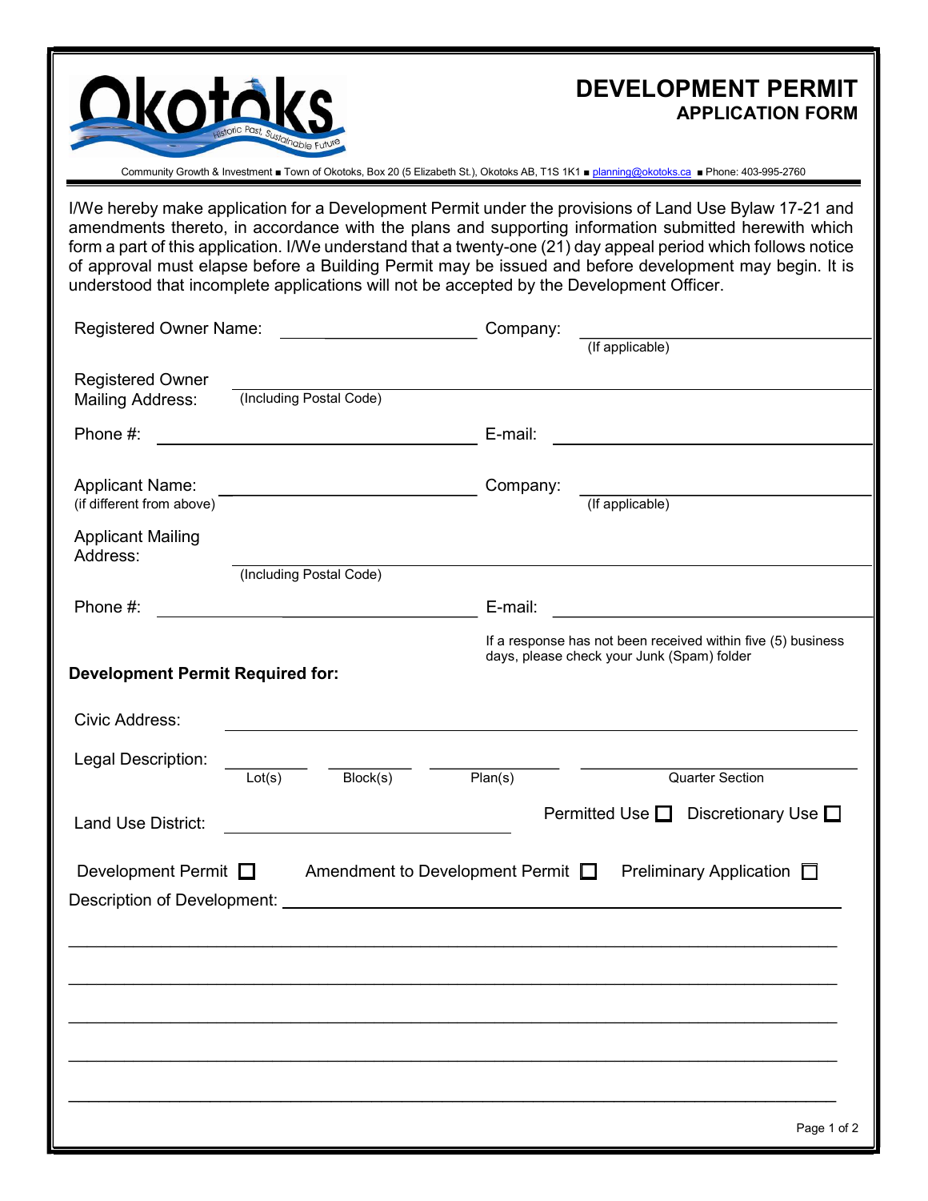# DEVELOPMENT PERMIT
## APPLICATION FORM

Community Growth & Investment ■ Town of Okotoks, Box 20 (5 Elizabeth St.), Okotoks AB, T1S 1K1 ■ planning@okotoks.ca ■ Phone: 403-995-2760

I/We hereby make application for a Development Permit under the provisions of Land Use Bylaw 17-21 and amendments thereto, in accordance with the plans and supporting information submitted herewith which form a part of this application. I/We understand that a twenty-one (21) day appeal period which follows notice of approval must elapse before a Building Permit may be issued and before development may begin. It is understood that incomplete applications will not be accepted by the Development Officer.

Registered Owner Name: ____________________ Company: ____________________ (If applicable)

Registered Owner Mailing Address: ____________________________________________ (Including Postal Code)

Phone #: ____________________ E-mail: ____________________

Applicant Name: (if different from above) ____________________ Company: ____________________ (If applicable)

Applicant Mailing Address: ____________________________________________ (Including Postal Code)

Phone #: ____________________ E-mail: ____________________

If a response has not been received within five (5) business days, please check your Junk (Spam) folder

**Development Permit Required for:**

Civic Address: ____________________________________________

Legal Description: __________ Lot(s) __________ Block(s) __________ Plan(s) __________ Quarter Section

Land Use District: ____________________ Permitted Use ☐ Discretionary Use ☐

Development Permit ☐ Amendment to Development Permit ☐ Preliminary Application ☐

Description of Development: ____________________________________________

____________________________________________________________________________

____________________________________________________________________________

____________________________________________________________________________

____________________________________________________________________________

____________________________________________________________________________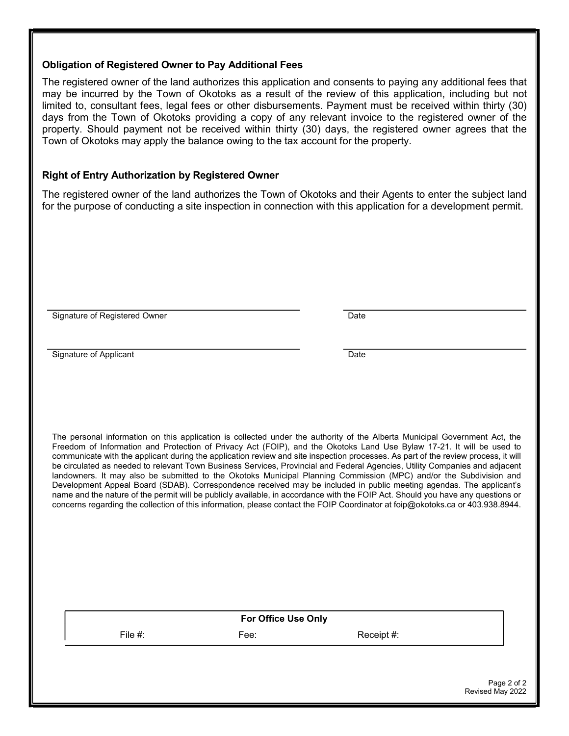### Obligation of Registered Owner to Pay Additional Fees

The registered owner of the land authorizes this application and consents to paying any additional fees that may be incurred by the Town of Okotoks as a result of the review of this application, including but not limited to, consultant fees, legal fees or other disbursements. Payment must be received within thirty (30) days from the Town of Okotoks providing a copy of any relevant invoice to the registered owner of the property. Should payment not be received within thirty (30) days, the registered owner agrees that the Town of Okotoks may apply the balance owing to the tax account for the property.

### Right of Entry Authorization by Registered Owner

The registered owner of the land authorizes the Town of Okotoks and their Agents to enter the subject land for the purpose of conducting a site inspection in connection with this application for a development permit.

| | |
|---|---|
| Signature of Registered Owner | Date |
| Signature of Applicant | Date |

The personal information on this application is collected under the authority of the Alberta Municipal Government Act, the Freedom of Information and Protection of Privacy Act (FOIP), and the Okotoks Land Use Bylaw 17-21. It will be used to communicate with the applicant during the application review and site inspection processes. As part of the review process, it will be circulated as needed to relevant Town Business Services, Provincial and Federal Agencies, Utility Companies and adjacent landowners. It may also be submitted to the Okotoks Municipal Planning Commission (MPC) and/or the Subdivision and Development Appeal Board (SDAB). Correspondence received may be included in public meeting agendas. The applicant's name and the nature of the permit will be publicly available, in accordance with the FOIP Act. Should you have any questions or concerns regarding the collection of this information, please contact the FOIP Coordinator at foip@okotoks.ca or 403.938.8944.

| For Office Use Only | | |
|---|---|---|
| File #: | Fee: | Receipt #: |

Revised May 2022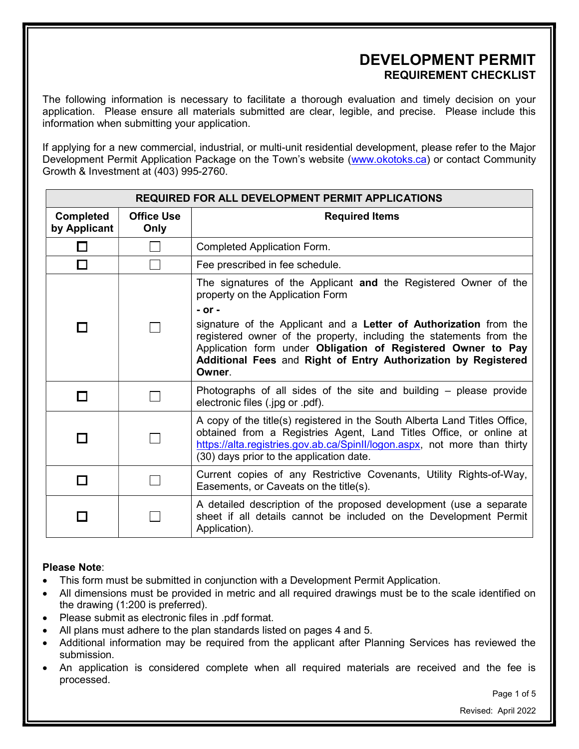# DEVELOPMENT PERMIT
## REQUIREMENT CHECKLIST

The following information is necessary to facilitate a thorough evaluation and timely decision on your application. Please ensure all materials submitted are clear, legible, and precise. Please include this information when submitting your application.

If applying for a new commercial, industrial, or multi-unit residential development, please refer to the Major Development Permit Application Package on the Town's website (www.okotoks.ca) or contact Community Growth & Investment at (403) 995-2760.

| REQUIRED FOR ALL DEVELOPMENT PERMIT APPLICATIONS | | |
|---|---|---|
| **Completed by Applicant** | **Office Use Only** | **Required Items** |
| ☐ | ☐ | Completed Application Form. |
| ☐ | ☐ | Fee prescribed in fee schedule. |
| ☐ | ☐ | The signatures of the Applicant **and** the Registered Owner of the property on the Application Form<br>**- or -**<br>signature of the Applicant and a **Letter of Authorization** from the registered owner of the property, including the statements from the Application form under **Obligation of Registered Owner to Pay Additional Fees** and **Right of Entry Authorization by Registered Owner**. |
| ☐ | ☐ | Photographs of all sides of the site and building – please provide electronic files (.jpg or .pdf). |
| ☐ | ☐ | A copy of the title(s) registered in the South Alberta Land Titles Office, obtained from a Registries Agent, Land Titles Office, or online at https://alta.registries.gov.ab.ca/SpinII/logon.aspx, not more than thirty (30) days prior to the application date. |
| ☐ | ☐ | Current copies of any Restrictive Covenants, Utility Rights-of-Way, Easements, or Caveats on the title(s). |
| ☐ | ☐ | A detailed description of the proposed development (use a separate sheet if all details cannot be included on the Development Permit Application). |

**Please Note**:

- This form must be submitted in conjunction with a Development Permit Application.
- All dimensions must be provided in metric and all required drawings must be to the scale identified on the drawing (1:200 is preferred).
- Please submit as electronic files in .pdf format.
- All plans must adhere to the plan standards listed on pages 4 and 5.
- Additional information may be required from the applicant after Planning Services has reviewed the submission.
- An application is considered complete when all required materials are received and the fee is processed.

Revised: April 2022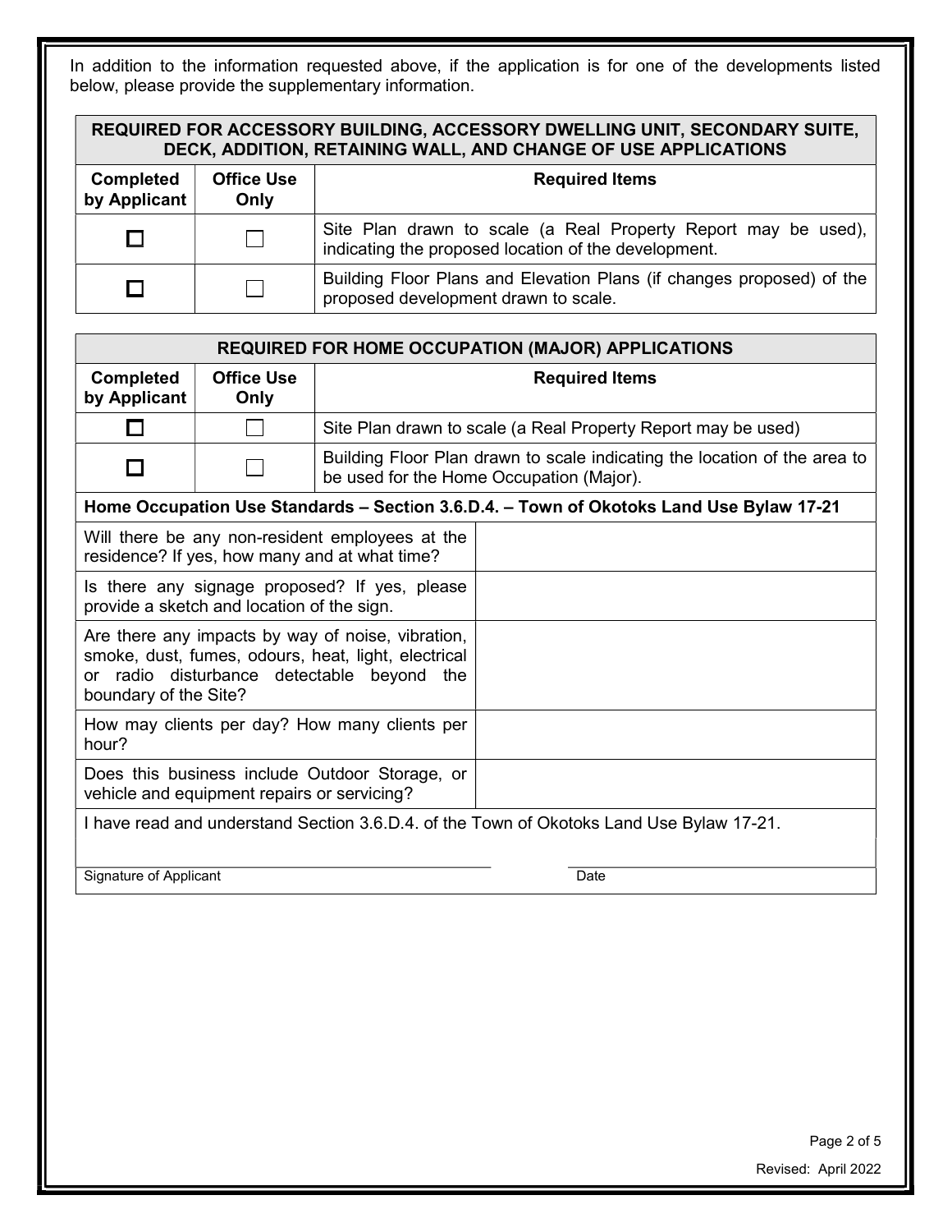In addition to the information requested above, if the application is for one of the developments listed below, please provide the supplementary information.

| REQUIRED FOR ACCESSORY BUILDING, ACCESSORY DWELLING UNIT, SECONDARY SUITE, DECK, ADDITION, RETAINING WALL, AND CHANGE OF USE APPLICATIONS | | |
|---|---|---|
| **Completed by Applicant** | **Office Use Only** | **Required Items** |
| ☐ | ☐ | Site Plan drawn to scale (a Real Property Report may be used), indicating the proposed location of the development. |
| ☐ | ☐ | Building Floor Plans and Elevation Plans (if changes proposed) of the proposed development drawn to scale. |

| REQUIRED FOR HOME OCCUPATION (MAJOR) APPLICATIONS | | |
|---|---|---|
| **Completed by Applicant** | **Office Use Only** | **Required Items** |
| ☐ | ☐ | Site Plan drawn to scale (a Real Property Report may be used) |
| ☐ | ☐ | Building Floor Plan drawn to scale indicating the location of the area to be used for the Home Occupation (Major). |

| **Home Occupation Use Standards – Section 3.6.D.4. – Town of Okotoks Land Use Bylaw 17-21** | |
|---|---|
| Will there be any non-resident employees at the residence? If yes, how many and at what time? | |
| Is there any signage proposed? If yes, please provide a sketch and location of the sign. | |
| Are there any impacts by way of noise, vibration, smoke, dust, fumes, odours, heat, light, electrical or radio disturbance detectable beyond the boundary of the Site? | |
| How may clients per day? How many clients per hour? | |
| Does this business include Outdoor Storage, or vehicle and equipment repairs or servicing? | |

I have read and understand Section 3.6.D.4. of the Town of Okotoks Land Use Bylaw 17-21.

Signature of Applicant ____________________ Date ____________________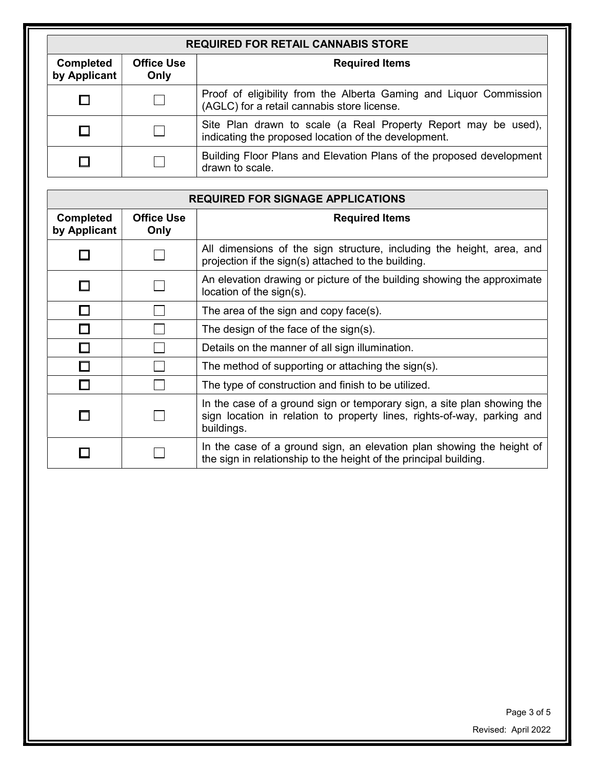| REQUIRED FOR RETAIL CANNABIS STORE | | |
|---|---|---|
| **Completed by Applicant** | **Office Use Only** | **Required Items** |
| ☐ | ☐ | Proof of eligibility from the Alberta Gaming and Liquor Commission (AGLC) for a retail cannabis store license. |
| ☐ | ☐ | Site Plan drawn to scale (a Real Property Report may be used), indicating the proposed location of the development. |
| ☐ | ☐ | Building Floor Plans and Elevation Plans of the proposed development drawn to scale. |

| REQUIRED FOR SIGNAGE APPLICATIONS | | |
|---|---|---|
| **Completed by Applicant** | **Office Use Only** | **Required Items** |
| ☐ | ☐ | All dimensions of the sign structure, including the height, area, and projection if the sign(s) attached to the building. |
| ☐ | ☐ | An elevation drawing or picture of the building showing the approximate location of the sign(s). |
| ☐ | ☐ | The area of the sign and copy face(s). |
| ☐ | ☐ | The design of the face of the sign(s). |
| ☐ | ☐ | Details on the manner of all sign illumination. |
| ☐ | ☐ | The method of supporting or attaching the sign(s). |
| ☐ | ☐ | The type of construction and finish to be utilized. |
| ☐ | ☐ | In the case of a ground sign or temporary sign, a site plan showing the sign location in relation to property lines, rights-of-way, parking and buildings. |
| ☐ | ☐ | In the case of a ground sign, an elevation plan showing the height of the sign in relationship to the height of the principal building. |

Revised: April 2022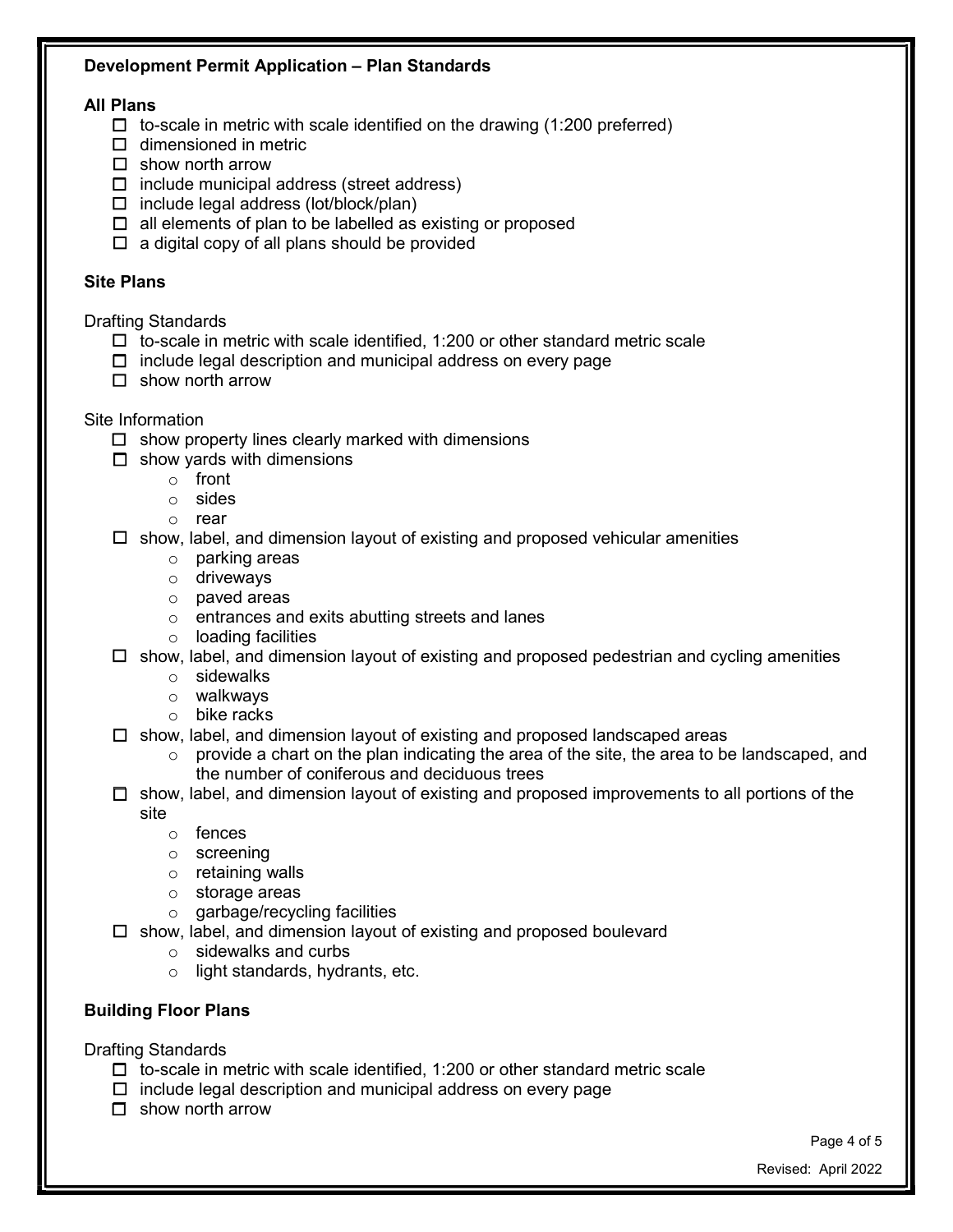## Development Permit Application – Plan Standards

### All Plans

- ☐ to-scale in metric with scale identified on the drawing (1:200 preferred)
- ☐ dimensioned in metric
- ☐ show north arrow
- ☐ include municipal address (street address)
- ☐ include legal address (lot/block/plan)
- ☐ all elements of plan to be labelled as existing or proposed
- ☐ a digital copy of all plans should be provided

### Site Plans

Drafting Standards

- ☐ to-scale in metric with scale identified, 1:200 or other standard metric scale
- ☐ include legal description and municipal address on every page
- ☐ show north arrow

Site Information

- ☐ show property lines clearly marked with dimensions
- ☐ show yards with dimensions
  - front
  - sides
  - rear
- ☐ show, label, and dimension layout of existing and proposed vehicular amenities
  - parking areas
  - driveways
  - paved areas
  - entrances and exits abutting streets and lanes
  - loading facilities
- ☐ show, label, and dimension layout of existing and proposed pedestrian and cycling amenities
  - sidewalks
  - walkways
  - bike racks
- ☐ show, label, and dimension layout of existing and proposed landscaped areas
  - provide a chart on the plan indicating the area of the site, the area to be landscaped, and the number of coniferous and deciduous trees
- ☐ show, label, and dimension layout of existing and proposed improvements to all portions of the site
  - fences
  - screening
  - retaining walls
  - storage areas
  - garbage/recycling facilities
- ☐ show, label, and dimension layout of existing and proposed boulevard
  - sidewalks and curbs
  - light standards, hydrants, etc.

### Building Floor Plans

Drafting Standards

- ☐ to-scale in metric with scale identified, 1:200 or other standard metric scale
- ☐ include legal description and municipal address on every page
- ☐ show north arrow

Revised: April 2022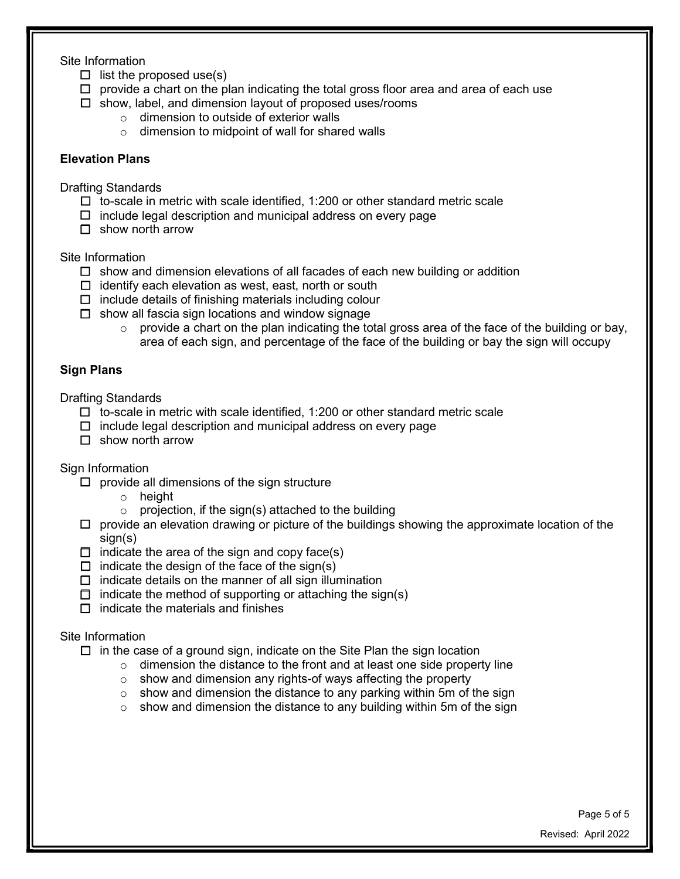Site Information

- ☐ list the proposed use(s)
- ☐ provide a chart on the plan indicating the total gross floor area and area of each use
- ☐ show, label, and dimension layout of proposed uses/rooms
  - dimension to outside of exterior walls
  - dimension to midpoint of wall for shared walls

## Elevation Plans

Drafting Standards

- ☐ to-scale in metric with scale identified, 1:200 or other standard metric scale
- ☐ include legal description and municipal address on every page
- ☐ show north arrow

Site Information

- ☐ show and dimension elevations of all facades of each new building or addition
- ☐ identify each elevation as west, east, north or south
- ☐ include details of finishing materials including colour
- ☐ show all fascia sign locations and window signage
  - provide a chart on the plan indicating the total gross area of the face of the building or bay, area of each sign, and percentage of the face of the building or bay the sign will occupy

## Sign Plans

Drafting Standards

- ☐ to-scale in metric with scale identified, 1:200 or other standard metric scale
- ☐ include legal description and municipal address on every page
- ☐ show north arrow

Sign Information

- ☐ provide all dimensions of the sign structure
  - height
  - projection, if the sign(s) attached to the building
- ☐ provide an elevation drawing or picture of the buildings showing the approximate location of the sign(s)
- ☐ indicate the area of the sign and copy face(s)
- ☐ indicate the design of the face of the sign(s)
- ☐ indicate details on the manner of all sign illumination
- ☐ indicate the method of supporting or attaching the sign(s)
- ☐ indicate the materials and finishes

Site Information

- ☐ in the case of a ground sign, indicate on the Site Plan the sign location
  - dimension the distance to the front and at least one side property line
  - show and dimension any rights-of ways affecting the property
  - show and dimension the distance to any parking within 5m of the sign
  - show and dimension the distance to any building within 5m of the sign

Revised: April 2022